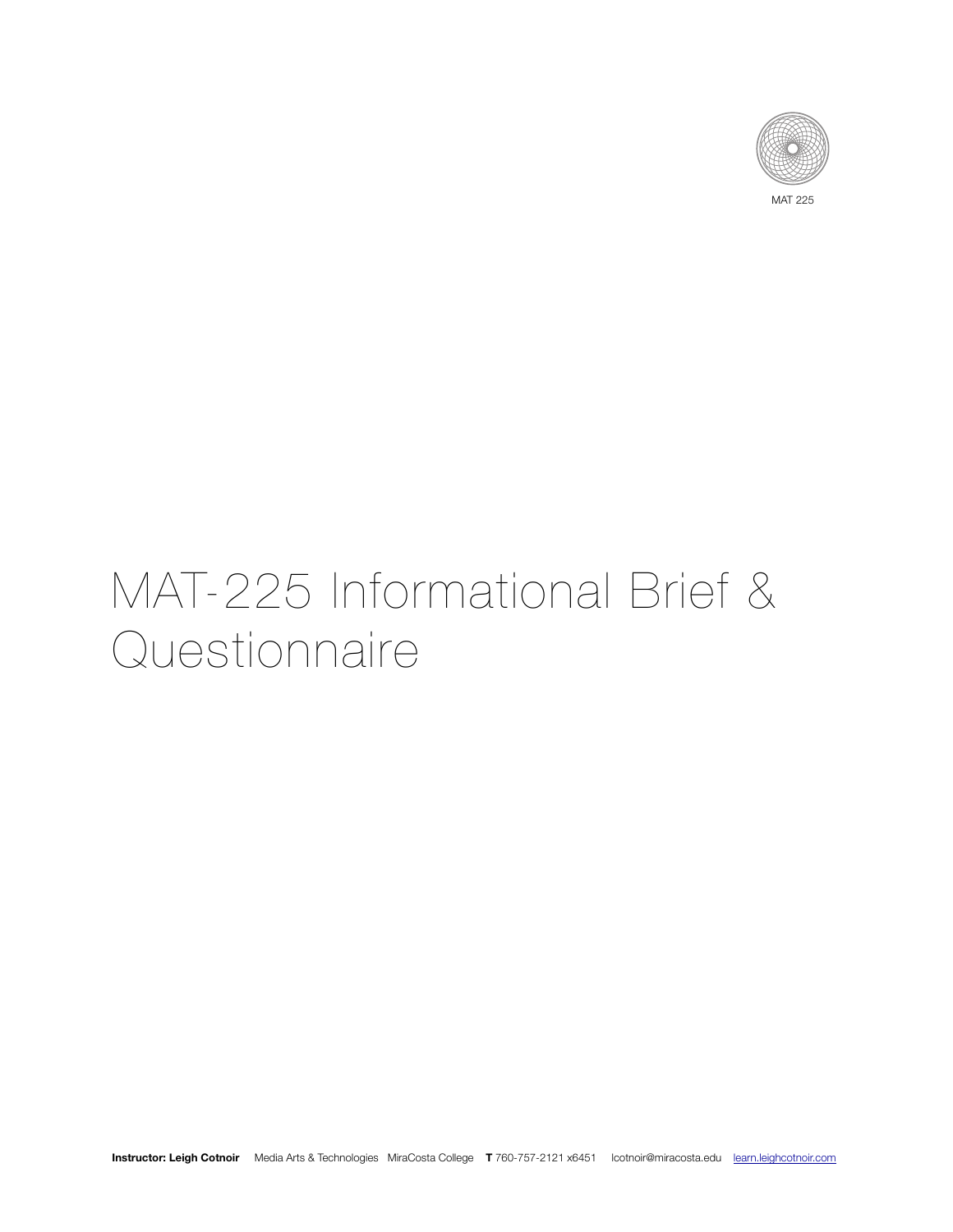MAT 225

# MAT-225 Informational Brief & Questionnaire

**Instructor: Leigh Cotnoir** Media Arts & Technologies MiraCosta College **T** 760-757-2121 x6451 lcotnoir@miracosta.edu learn.leighcotnoir.com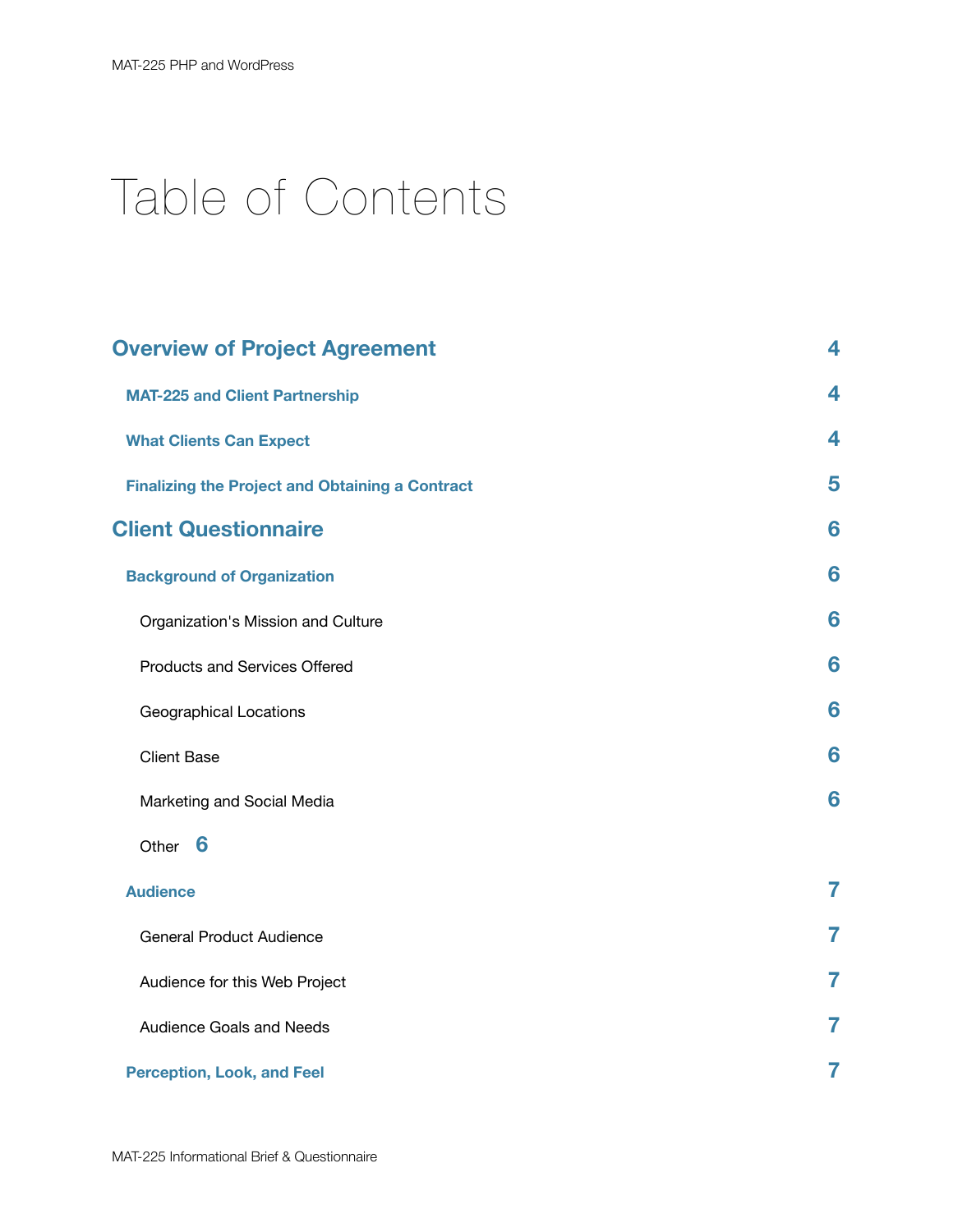# Table of Contents

| | |
|---|---|
| **Overview of Project Agreement** | **4** |
| **MAT-225 and Client Partnership** | **4** |
| **What Clients Can Expect** | **4** |
| **Finalizing the Project and Obtaining a Contract** | **5** |
| **Client Questionnaire** | **6** |
| **Background of Organization** | **6** |
| Organization's Mission and Culture | **6** |
| Products and Services Offered | **6** |
| Geographical Locations | **6** |
| Client Base | **6** |
| Marketing and Social Media | **6** |
| Other | **6** |
| **Audience** | **7** |
| General Product Audience | **7** |
| Audience for this Web Project | **7** |
| Audience Goals and Needs | **7** |
| **Perception, Look, and Feel** | **7** |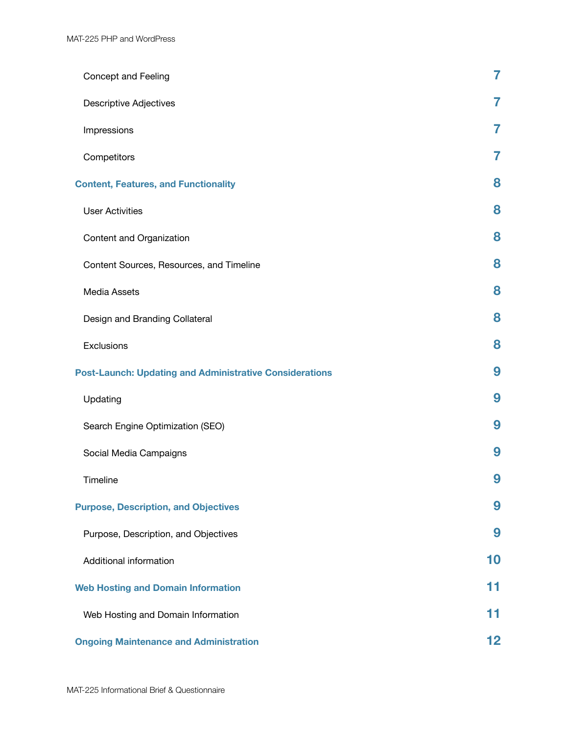Concept and Feeling 7

Descriptive Adjectives 7

Impressions 7

Competitors 7

**Content, Features, and Functionality 8**

User Activities 8

Content and Organization 8

Content Sources, Resources, and Timeline 8

Media Assets 8

Design and Branding Collateral 8

Exclusions 8

**Post-Launch: Updating and Administrative Considerations 9**

Updating 9

Search Engine Optimization (SEO) 9

Social Media Campaigns 9

Timeline 9

**Purpose, Description, and Objectives 9**

Purpose, Description, and Objectives 9

Additional information 10

**Web Hosting and Domain Information 11**

Web Hosting and Domain Information 11

**Ongoing Maintenance and Administration 12**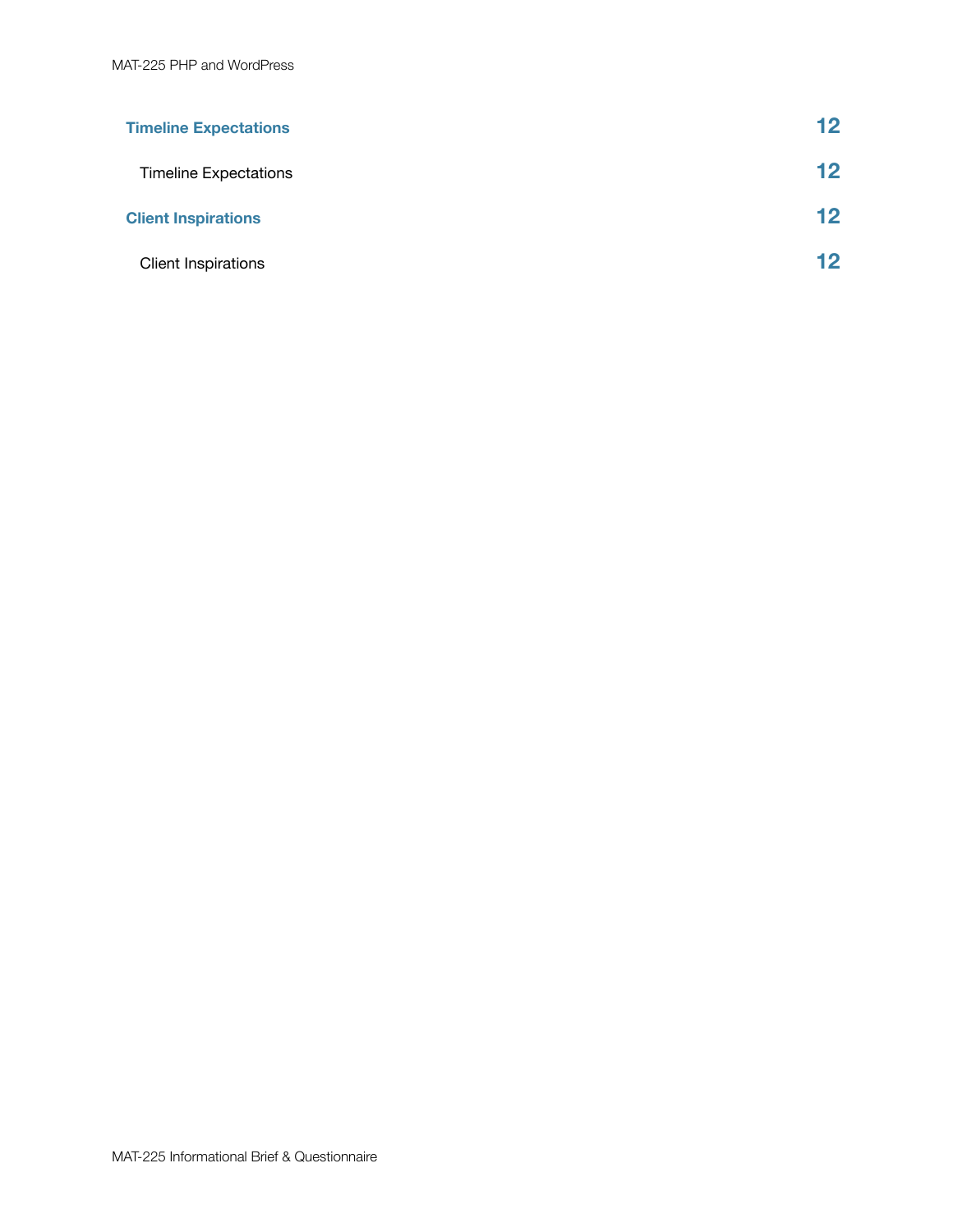| | |
|---|---|
| **Timeline Expectations** | **12** |
| Timeline Expectations | **12** |
| **Client Inspirations** | **12** |
| Client Inspirations | **12** |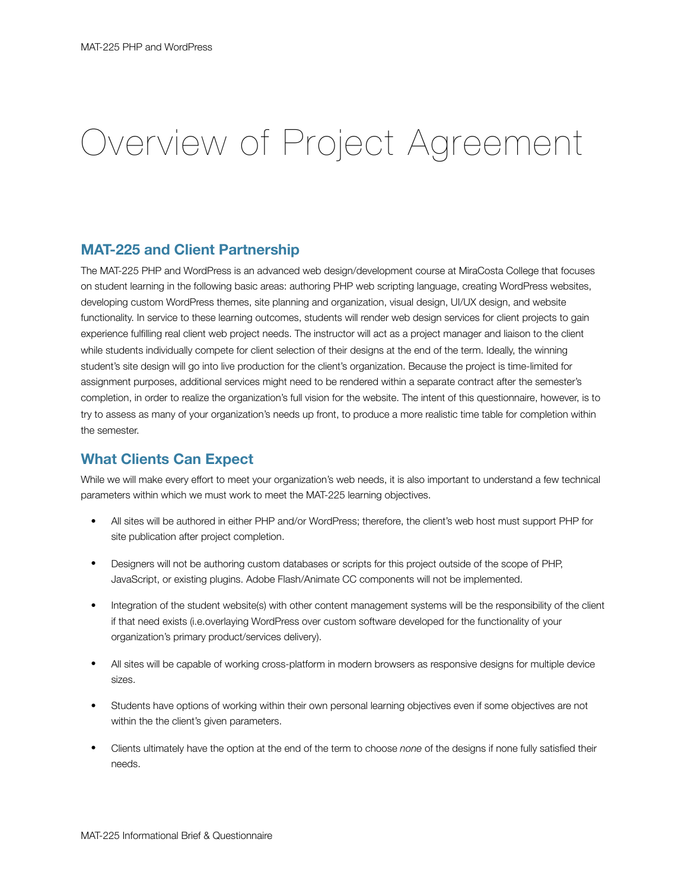# Overview of Project Agreement

## MAT-225 and Client Partnership

The MAT-225 PHP and WordPress is an advanced web design/development course at MiraCosta College that focuses on student learning in the following basic areas: authoring PHP web scripting language, creating WordPress websites, developing custom WordPress themes, site planning and organization, visual design, UI/UX design, and website functionality. In service to these learning outcomes, students will render web design services for client projects to gain experience fulfilling real client web project needs. The instructor will act as a project manager and liaison to the client while students individually compete for client selection of their designs at the end of the term. Ideally, the winning student's site design will go into live production for the client's organization. Because the project is time-limited for assignment purposes, additional services might need to be rendered within a separate contract after the semester's completion, in order to realize the organization's full vision for the website. The intent of this questionnaire, however, is to try to assess as many of your organization's needs up front, to produce a more realistic time table for completion within the semester.

## What Clients Can Expect

While we will make every effort to meet your organization's web needs, it is also important to understand a few technical parameters within which we must work to meet the MAT-225 learning objectives.

- All sites will be authored in either PHP and/or WordPress; therefore, the client's web host must support PHP for site publication after project completion.
- Designers will not be authoring custom databases or scripts for this project outside of the scope of PHP, JavaScript, or existing plugins. Adobe Flash/Animate CC components will not be implemented.
- Integration of the student website(s) with other content management systems will be the responsibility of the client if that need exists (i.e.overlaying WordPress over custom software developed for the functionality of your organization's primary product/services delivery).
- All sites will be capable of working cross-platform in modern browsers as responsive designs for multiple device sizes.
- Students have options of working within their own personal learning objectives even if some objectives are not within the the client's given parameters.
- Clients ultimately have the option at the end of the term to choose *none* of the designs if none fully satisfied their needs.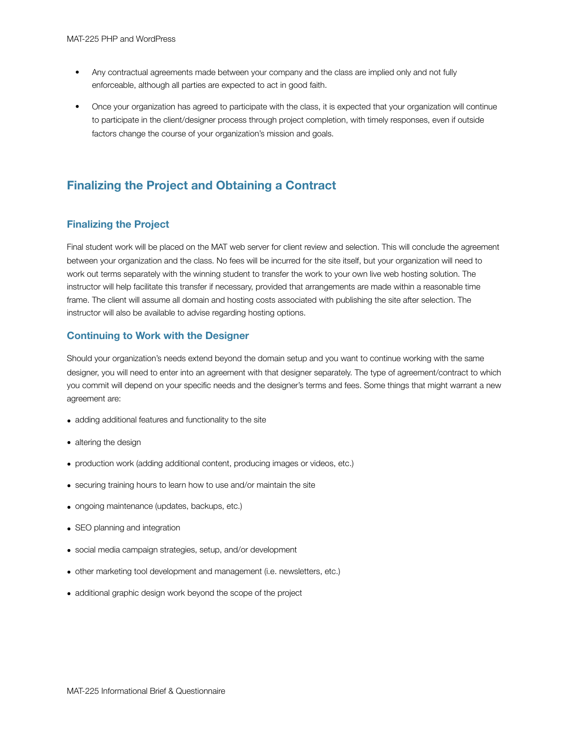- Any contractual agreements made between your company and the class are implied only and not fully enforceable, although all parties are expected to act in good faith.
- Once your organization has agreed to participate with the class, it is expected that your organization will continue to participate in the client/designer process through project completion, with timely responses, even if outside factors change the course of your organization's mission and goals.

## Finalizing the Project and Obtaining a Contract

### Finalizing the Project

Final student work will be placed on the MAT web server for client review and selection. This will conclude the agreement between your organization and the class. No fees will be incurred for the site itself, but your organization will need to work out terms separately with the winning student to transfer the work to your own live web hosting solution. The instructor will help facilitate this transfer if necessary, provided that arrangements are made within a reasonable time frame. The client will assume all domain and hosting costs associated with publishing the site after selection. The instructor will also be available to advise regarding hosting options.

### Continuing to Work with the Designer

Should your organization's needs extend beyond the domain setup and you want to continue working with the same designer, you will need to enter into an agreement with that designer separately. The type of agreement/contract to which you commit will depend on your specific needs and the designer's terms and fees. Some things that might warrant a new agreement are:

- adding additional features and functionality to the site
- altering the design
- production work (adding additional content, producing images or videos, etc.)
- securing training hours to learn how to use and/or maintain the site
- ongoing maintenance (updates, backups, etc.)
- SEO planning and integration
- social media campaign strategies, setup, and/or development
- other marketing tool development and management (i.e. newsletters, etc.)
- additional graphic design work beyond the scope of the project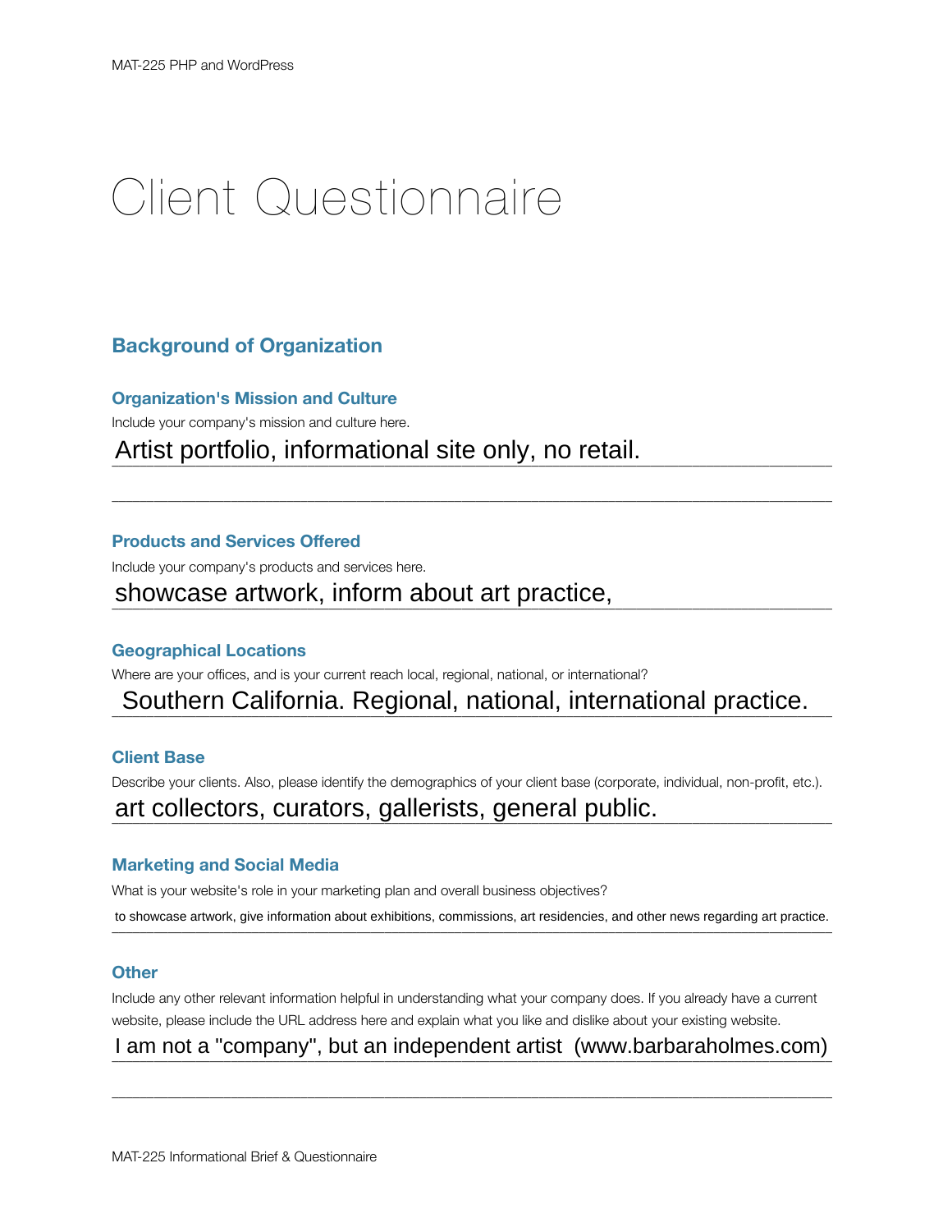# Client Questionnaire

## Background of Organization

### Organization's Mission and Culture

Include your company's mission and culture here.

Artist portfolio, informational site only, no retail.

### Products and Services Offered

Include your company's products and services here.

showcase artwork, inform about art practice,

### Geographical Locations

Where are your offices, and is your current reach local, regional, national, or international?

Southern California. Regional, national, international practice.

### Client Base

Describe your clients. Also, please identify the demographics of your client base (corporate, individual, non-profit, etc.).

art collectors, curators, gallerists, general public.

### Marketing and Social Media

What is your website's role in your marketing plan and overall business objectives?

to showcase artwork, give information about exhibitions, commissions, art residencies, and other news regarding art practice.

### Other

Include any other relevant information helpful in understanding what your company does. If you already have a current website, please include the URL address here and explain what you like and dislike about your existing website.

I am not a "company", but an independent artist (www.barbaraholmes.com)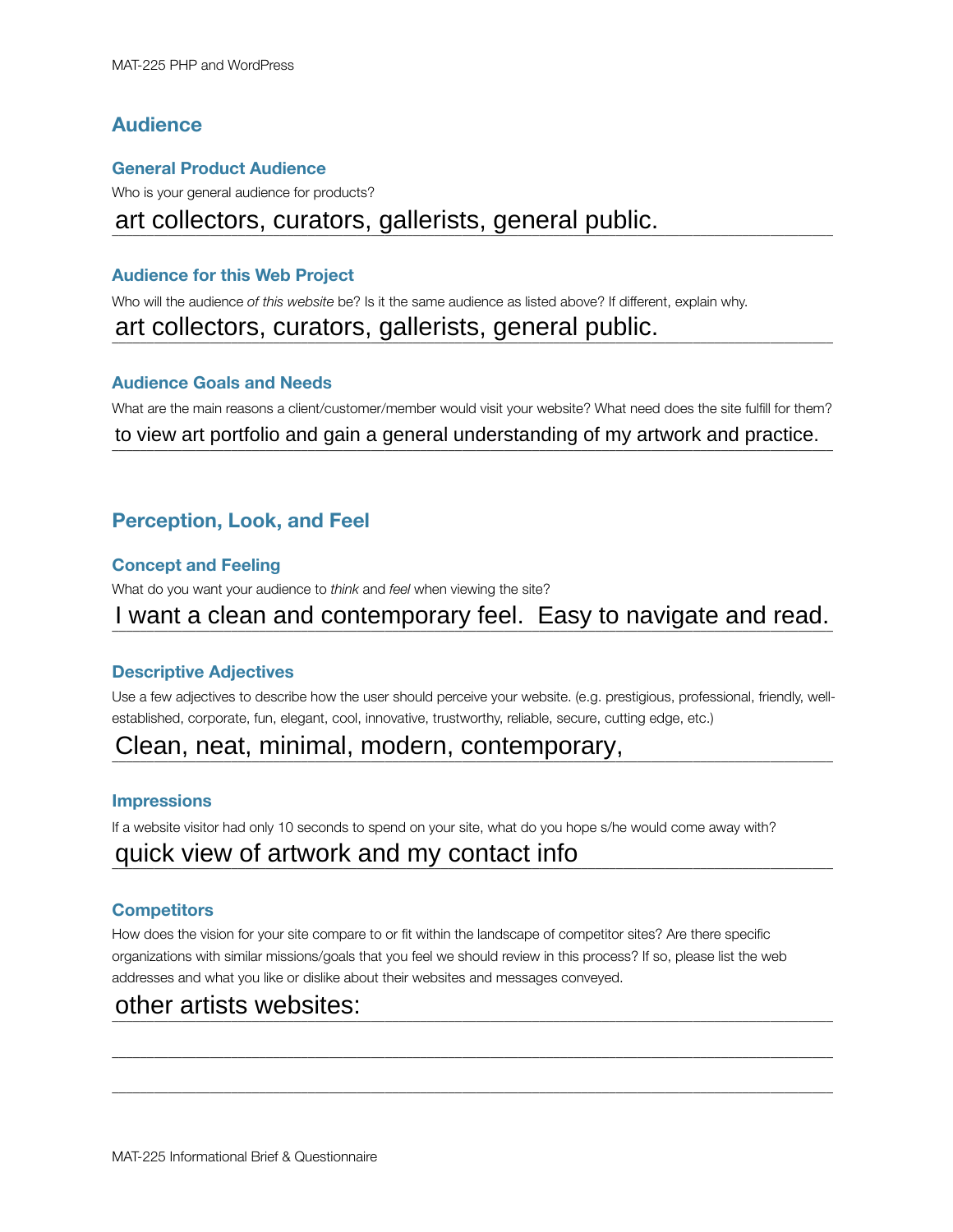## Audience

### General Product Audience

Who is your general audience for products?

art collectors, curators, gallerists, general public.

### Audience for this Web Project

Who will the audience *of this website* be? Is it the same audience as listed above? If different, explain why.

art collectors, curators, gallerists, general public.

### Audience Goals and Needs

What are the main reasons a client/customer/member would visit your website? What need does the site fulfill for them?

to view art portfolio and gain a general understanding of my artwork and practice.

## Perception, Look, and Feel

### Concept and Feeling

What do you want your audience to *think* and *feel* when viewing the site?

I want a clean and contemporary feel. Easy to navigate and read.

### Descriptive Adjectives

Use a few adjectives to describe how the user should perceive your website. (e.g. prestigious, professional, friendly, well-established, corporate, fun, elegant, cool, innovative, trustworthy, reliable, secure, cutting edge, etc.)

Clean, neat, minimal, modern, contemporary,

### Impressions

If a website visitor had only 10 seconds to spend on your site, what do you hope s/he would come away with?

quick view of artwork and my contact info

### Competitors

How does the vision for your site compare to or fit within the landscape of competitor sites? Are there specific organizations with similar missions/goals that you feel we should review in this process? If so, please list the web addresses and what you like or dislike about their websites and messages conveyed.

other artists websites: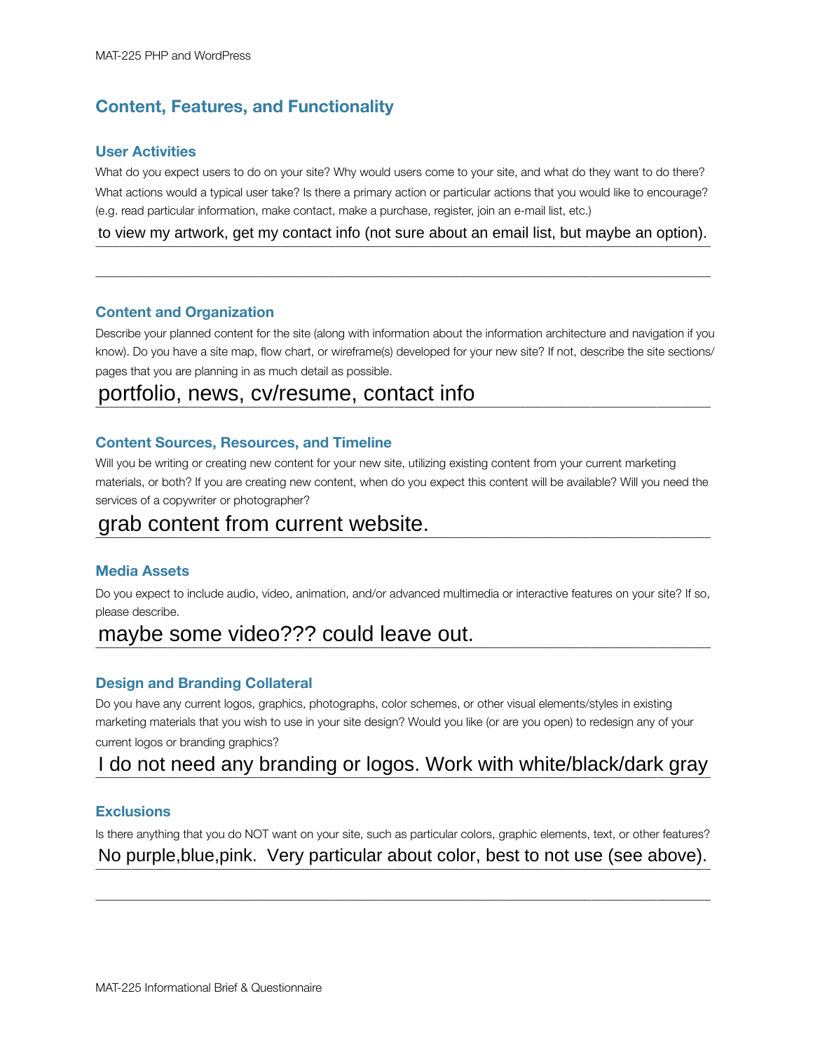## Content, Features, and Functionality

### User Activities

What do you expect users to do on your site? Why would users come to your site, and what do they want to do there? What actions would a typical user take? Is there a primary action or particular actions that you would like to encourage? (e.g. read particular information, make contact, make a purchase, register, join an e-mail list, etc.)

to view my artwork, get my contact info (not sure about an email list, but maybe an option).

### Content and Organization

Describe your planned content for the site (along with information about the information architecture and navigation if you know). Do you have a site map, flow chart, or wireframe(s) developed for your new site? If not, describe the site sections/pages that you are planning in as much detail as possible.

portfolio, news, cv/resume, contact info

### Content Sources, Resources, and Timeline

Will you be writing or creating new content for your new site, utilizing existing content from your current marketing materials, or both? If you are creating new content, when do you expect this content will be available? Will you need the services of a copywriter or photographer?

grab content from current website.

### Media Assets

Do you expect to include audio, video, animation, and/or advanced multimedia or interactive features on your site? If so, please describe.

maybe some video??? could leave out.

### Design and Branding Collateral

Do you have any current logos, graphics, photographs, color schemes, or other visual elements/styles in existing marketing materials that you wish to use in your site design? Would you like (or are you open) to redesign any of your current logos or branding graphics?

I do not need any branding or logos. Work with white/black/dark gray

### Exclusions

Is there anything that you do NOT want on your site, such as particular colors, graphic elements, text, or other features?

No purple,blue,pink. Very particular about color, best to not use (see above).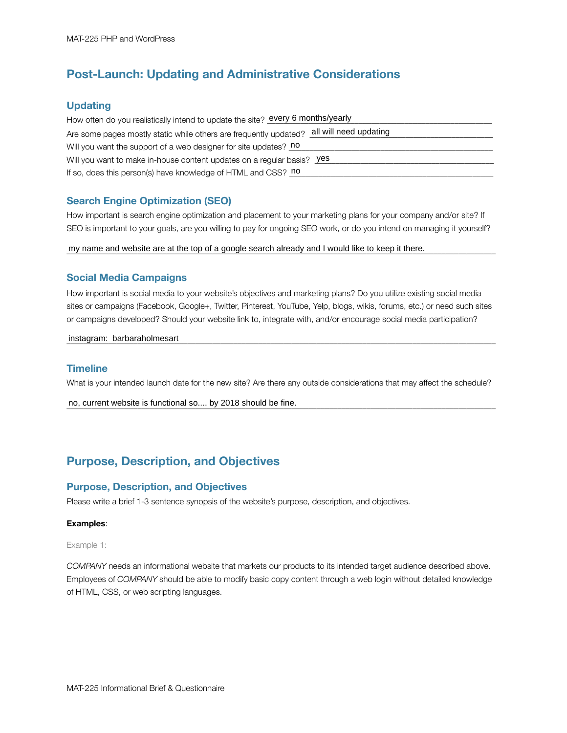## Post-Launch: Updating and Administrative Considerations

### Updating

How often do you realistically intend to update the site? every 6 months/yearly

Are some pages mostly static while others are frequently updated? all will need updating

Will you want the support of a web designer for site updates? no

Will you want to make in-house content updates on a regular basis? yes

If so, does this person(s) have knowledge of HTML and CSS? no

### Search Engine Optimization (SEO)

How important is search engine optimization and placement to your marketing plans for your company and/or site? If SEO is important to your goals, are you willing to pay for ongoing SEO work, or do you intend on managing it yourself?

my name and website are at the top of a google search already and I would like to keep it there.

### Social Media Campaigns

How important is social media to your website's objectives and marketing plans? Do you utilize existing social media sites or campaigns (Facebook, Google+, Twitter, Pinterest, YouTube, Yelp, blogs, wikis, forums, etc.) or need such sites or campaigns developed? Should your website link to, integrate with, and/or encourage social media participation?

instagram: barbaraholmesart

### Timeline

What is your intended launch date for the new site? Are there any outside considerations that may affect the schedule?

no, current website is functional so.... by 2018 should be fine.

## Purpose, Description, and Objectives

### Purpose, Description, and Objectives

Please write a brief 1-3 sentence synopsis of the website's purpose, description, and objectives.

**Examples**:

Example 1:

*COMPANY* needs an informational website that markets our products to its intended target audience described above. Employees of *COMPANY* should be able to modify basic copy content through a web login without detailed knowledge of HTML, CSS, or web scripting languages.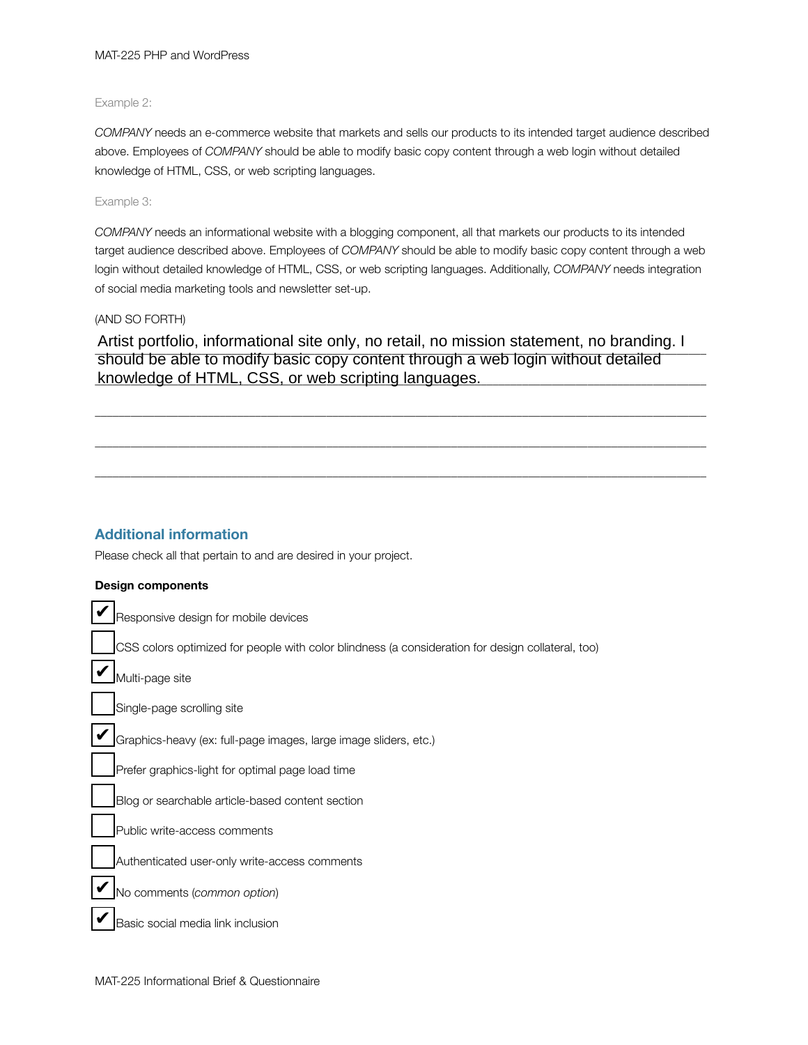Example 2:

*COMPANY* needs an e-commerce website that markets and sells our products to its intended target audience described above. Employees of *COMPANY* should be able to modify basic copy content through a web login without detailed knowledge of HTML, CSS, or web scripting languages.

Example 3:

*COMPANY* needs an informational website with a blogging component, all that markets our products to its intended target audience described above. Employees of *COMPANY* should be able to modify basic copy content through a web login without detailed knowledge of HTML, CSS, or web scripting languages. Additionally, *COMPANY* needs integration of social media marketing tools and newsletter set-up.

(AND SO FORTH)

Artist portfolio, informational site only, no retail, no mission statement, no branding. I should be able to modify basic copy content through a web login without detailed knowledge of HTML, CSS, or web scripting languages.

## Additional information

Please check all that pertain to and are desired in your project.

**Design components**

- [x] Responsive design for mobile devices
- [ ] CSS colors optimized for people with color blindness (a consideration for design collateral, too)
- [x] Multi-page site
- [ ] Single-page scrolling site
- [x] Graphics-heavy (ex: full-page images, large image sliders, etc.)
- [ ] Prefer graphics-light for optimal page load time
- [ ] Blog or searchable article-based content section
- [ ] Public write-access comments
- [ ] Authenticated user-only write-access comments
- [x] No comments (*common option*)
- [x] Basic social media link inclusion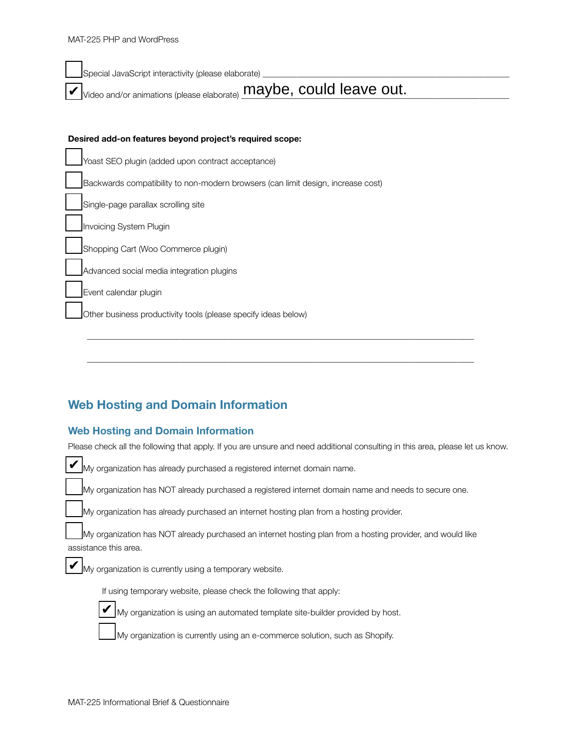- [ ] Special JavaScript interactivity (please elaborate) ______________________________
- [x] Video and/or animations (please elaborate) maybe, could leave out.

**Desired add-on features beyond project's required scope:**

- [ ] Yoast SEO plugin (added upon contract acceptance)
- [ ] Backwards compatibility to non-modern browsers (can limit design, increase cost)
- [ ] Single-page parallax scrolling site
- [ ] Invoicing System Plugin
- [ ] Shopping Cart (Woo Commerce plugin)
- [ ] Advanced social media integration plugins
- [ ] Event calendar plugin
- [ ] Other business productivity tools (please specify ideas below)

______________________________________________________________________________

______________________________________________________________________________

## Web Hosting and Domain Information

### Web Hosting and Domain Information

Please check all the following that apply. If you are unsure and need additional consulting in this area, please let us know.

- [x] My organization has already purchased a registered internet domain name.
- [ ] My organization has NOT already purchased a registered internet domain name and needs to secure one.
- [ ] My organization has already purchased an internet hosting plan from a hosting provider.
- [ ] My organization has NOT already purchased an internet hosting plan from a hosting provider, and would like assistance this area.
- [x] My organization is currently using a temporary website.

  If using temporary website, please check the following that apply:

  - [x] My organization is using an automated template site-builder provided by host.
  - [ ] My organization is currently using an e-commerce solution, such as Shopify.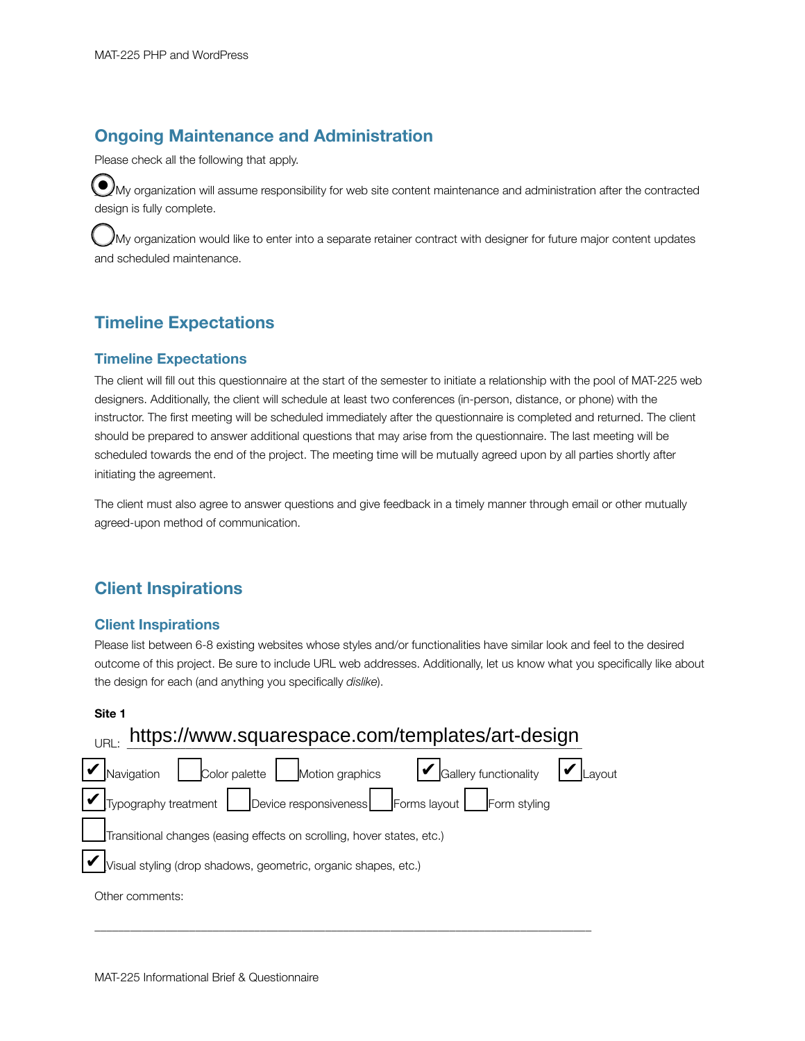## Ongoing Maintenance and Administration

Please check all the following that apply.

(●) My organization will assume responsibility for web site content maintenance and administration after the contracted design is fully complete.

( ) My organization would like to enter into a separate retainer contract with designer for future major content updates and scheduled maintenance.

## Timeline Expectations

### Timeline Expectations

The client will fill out this questionnaire at the start of the semester to initiate a relationship with the pool of MAT-225 web designers. Additionally, the client will schedule at least two conferences (in-person, distance, or phone) with the instructor. The first meeting will be scheduled immediately after the questionnaire is completed and returned. The client should be prepared to answer additional questions that may arise from the questionnaire. The last meeting will be scheduled towards the end of the project. The meeting time will be mutually agreed upon by all parties shortly after initiating the agreement.

The client must also agree to answer questions and give feedback in a timely manner through email or other mutually agreed-upon method of communication.

## Client Inspirations

### Client Inspirations

Please list between 6-8 existing websites whose styles and/or functionalities have similar look and feel to the desired outcome of this project. Be sure to include URL web addresses. Additionally, let us know what you specifically like about the design for each (and anything you specifically *dislike*).

**Site 1**

URL: https://www.squarespace.com/templates/art-design

- [x] Navigation
- [ ] Color palette
- [ ] Motion graphics
- [x] Gallery functionality
- [x] Layout
- [x] Typography treatment
- [ ] Device responsiveness
- [ ] Forms layout
- [ ] Form styling
- [ ] Transitional changes (easing effects on scrolling, hover states, etc.)
- [x] Visual styling (drop shadows, geometric, organic shapes, etc.)

Other comments:

______________________________________________________________________________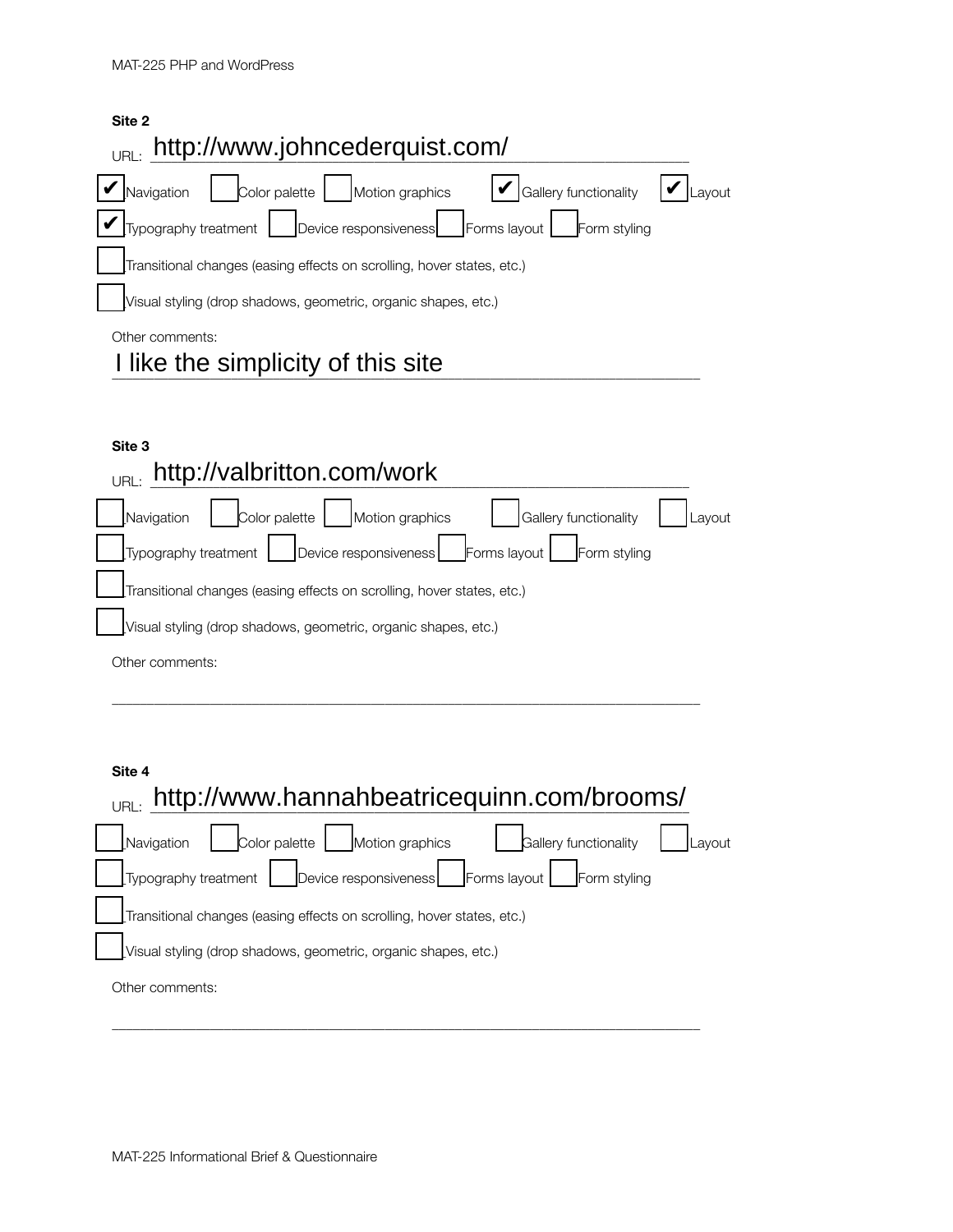**Site 2**

URL: http://www.johncederquist.com/

- [x] Navigation
- [ ] Color palette
- [ ] Motion graphics
- [x] Gallery functionality
- [x] Layout
- [x] Typography treatment
- [ ] Device responsiveness
- [ ] Forms layout
- [ ] Form styling
- [ ] Transitional changes (easing effects on scrolling, hover states, etc.)
- [ ] Visual styling (drop shadows, geometric, organic shapes, etc.)

Other comments:

I like the simplicity of this site

**Site 3**

URL: http://valbritton.com/work

- [ ] Navigation
- [ ] Color palette
- [ ] Motion graphics
- [ ] Gallery functionality
- [ ] Layout
- [ ] Typography treatment
- [ ] Device responsiveness
- [ ] Forms layout
- [ ] Form styling
- [ ] Transitional changes (easing effects on scrolling, hover states, etc.)
- [ ] Visual styling (drop shadows, geometric, organic shapes, etc.)

Other comments:

___________________________________________________________________________

**Site 4**

URL: http://www.hannahbeatricequinn.com/brooms/

- [ ] Navigation
- [ ] Color palette
- [ ] Motion graphics
- [ ] Gallery functionality
- [ ] Layout
- [ ] Typography treatment
- [ ] Device responsiveness
- [ ] Forms layout
- [ ] Form styling
- [ ] Transitional changes (easing effects on scrolling, hover states, etc.)
- [ ] Visual styling (drop shadows, geometric, organic shapes, etc.)

Other comments:

___________________________________________________________________________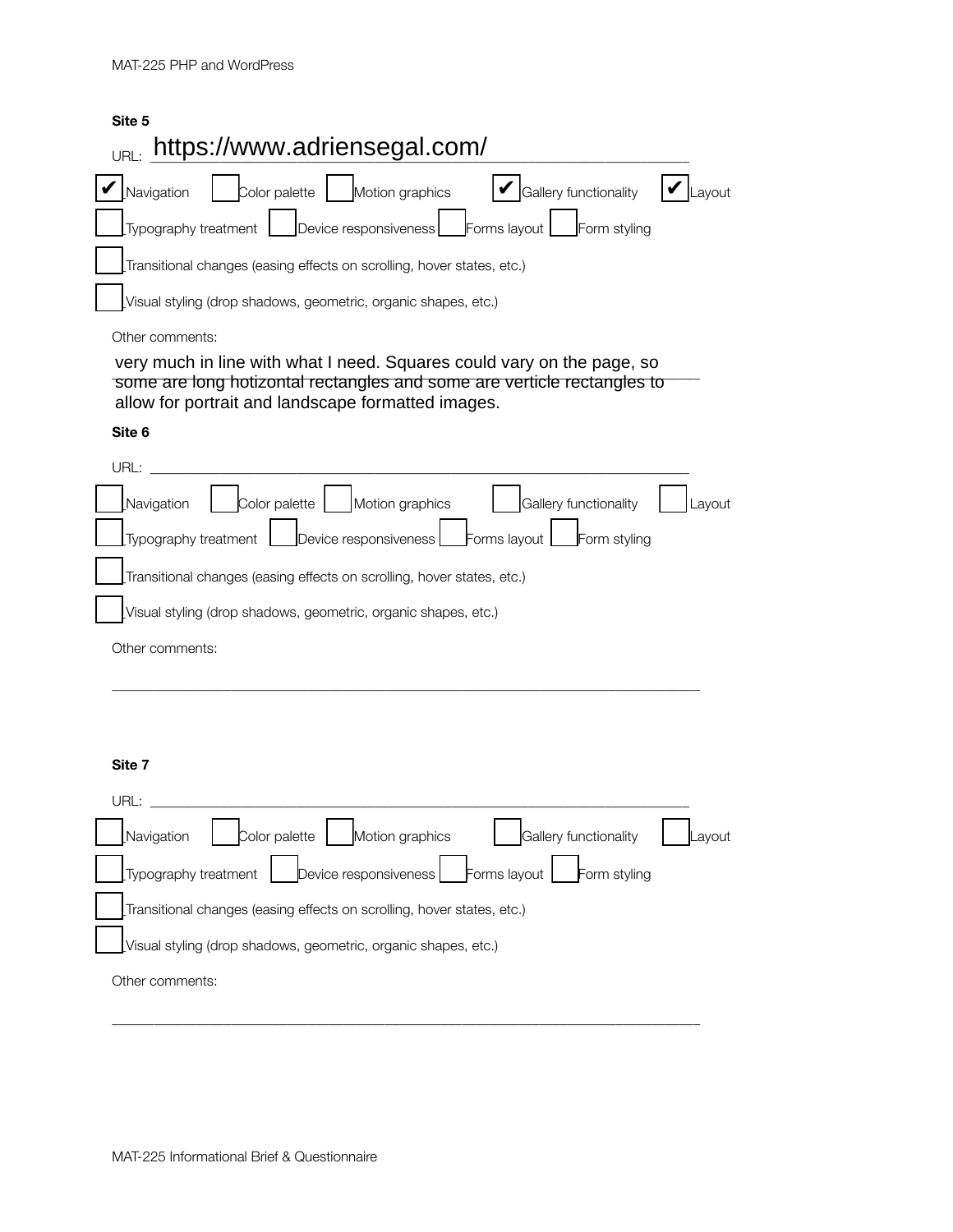**Site 5**

URL: https://www.adriensegal.com/

- [x] Navigation
- [ ] Color palette
- [ ] Motion graphics
- [x] Gallery functionality
- [x] Layout
- [ ] Typography treatment
- [ ] Device responsiveness
- [ ] Forms layout
- [ ] Form styling
- [ ] Transitional changes (easing effects on scrolling, hover states, etc.)
- [ ] Visual styling (drop shadows, geometric, organic shapes, etc.)

Other comments:

very much in line with what I need. Squares could vary on the page, so some are long hotizontal rectangles and some are verticle rectangles to allow for portrait and landscape formatted images.

**Site 6**

URL: ______________________________

- [ ] Navigation
- [ ] Color palette
- [ ] Motion graphics
- [ ] Gallery functionality
- [ ] Layout
- [ ] Typography treatment
- [ ] Device responsiveness
- [ ] Forms layout
- [ ] Form styling
- [ ] Transitional changes (easing effects on scrolling, hover states, etc.)
- [ ] Visual styling (drop shadows, geometric, organic shapes, etc.)

Other comments:

______________________________

**Site 7**

URL: ______________________________

- [ ] Navigation
- [ ] Color palette
- [ ] Motion graphics
- [ ] Gallery functionality
- [ ] Layout
- [ ] Typography treatment
- [ ] Device responsiveness
- [ ] Forms layout
- [ ] Form styling
- [ ] Transitional changes (easing effects on scrolling, hover states, etc.)
- [ ] Visual styling (drop shadows, geometric, organic shapes, etc.)

Other comments:

______________________________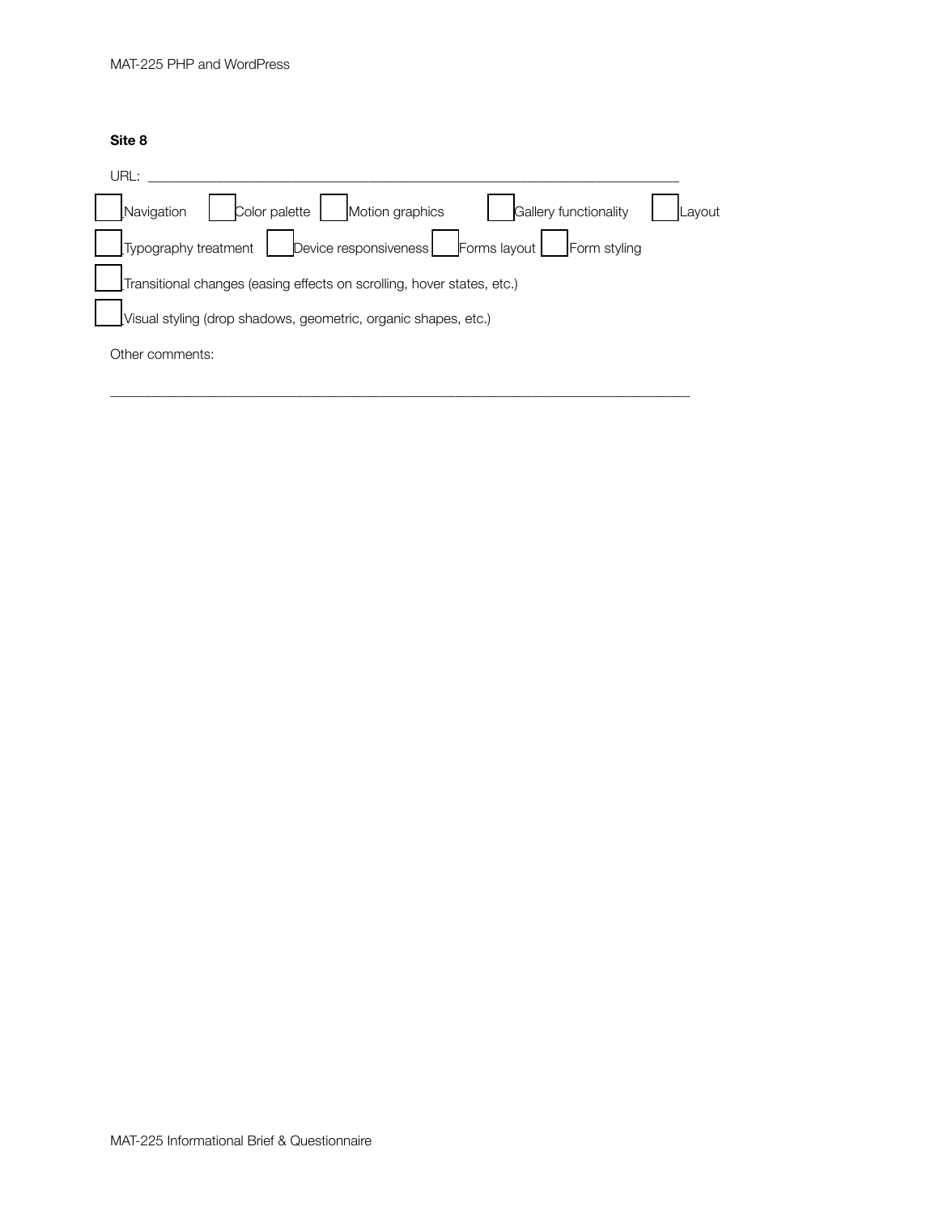**Site 8**

URL: ___________________________________________________________________________

☐ Navigation ☐ Color palette ☐ Motion graphics ☐ Gallery functionality ☐ Layout

☐ Typography treatment ☐ Device responsiveness ☐ Forms layout ☐ Form styling

☐ Transitional changes (easing effects on scrolling, hover states, etc.)

☐ Visual styling (drop shadows, geometric, organic shapes, etc.)

Other comments:

______________________________________________________________________________